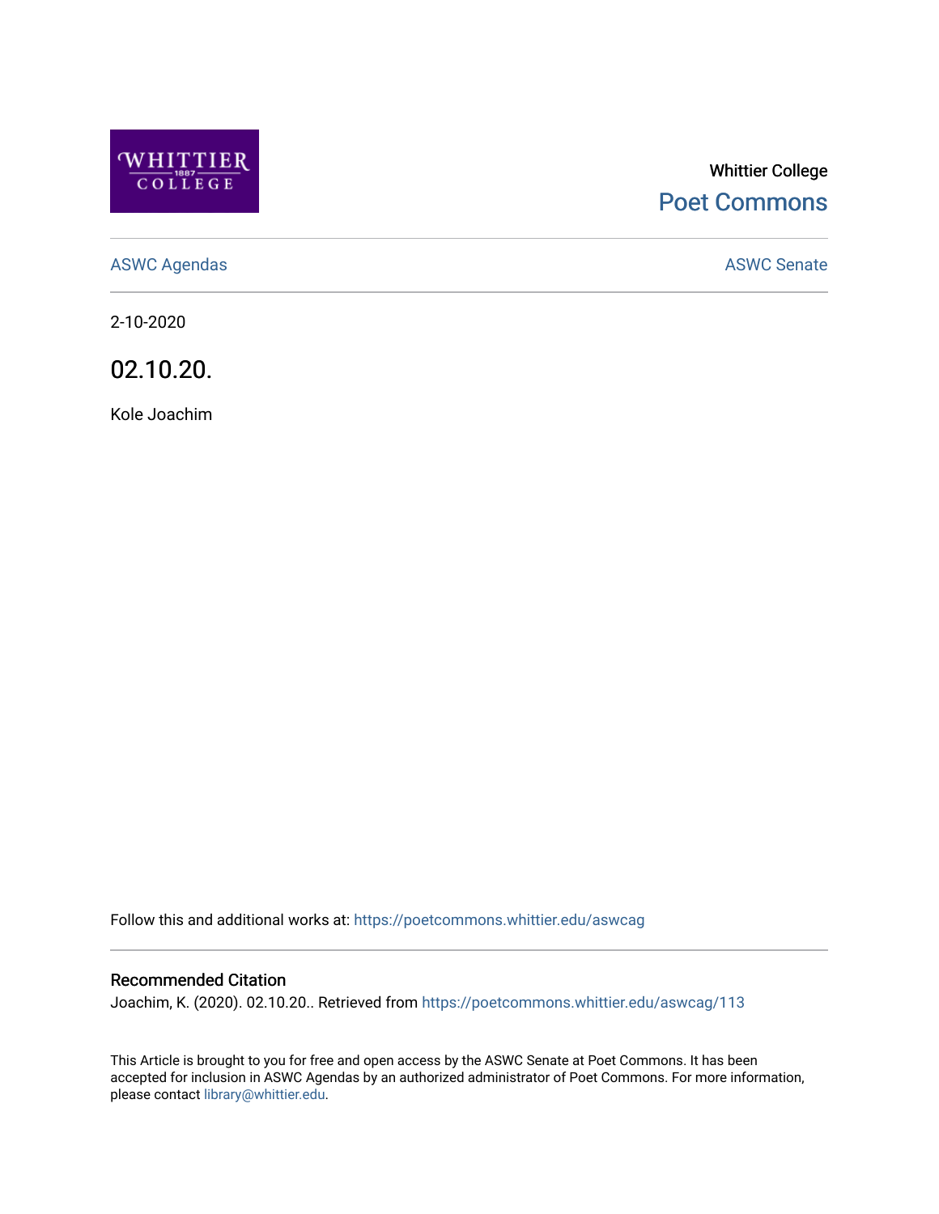Whittier College

Poet Commons

ASWC Agendas

ASWC Senate

2-10-2020

# 02.10.20.

Kole Joachim

Follow this and additional works at: https://poetcommons.whittier.edu/aswcag

## Recommended Citation

Joachim, K. (2020). 02.10.20.. Retrieved from https://poetcommons.whittier.edu/aswcag/113

This Article is brought to you for free and open access by the ASWC Senate at Poet Commons. It has been accepted for inclusion in ASWC Agendas by an authorized administrator of Poet Commons. For more information, please contact library@whittier.edu.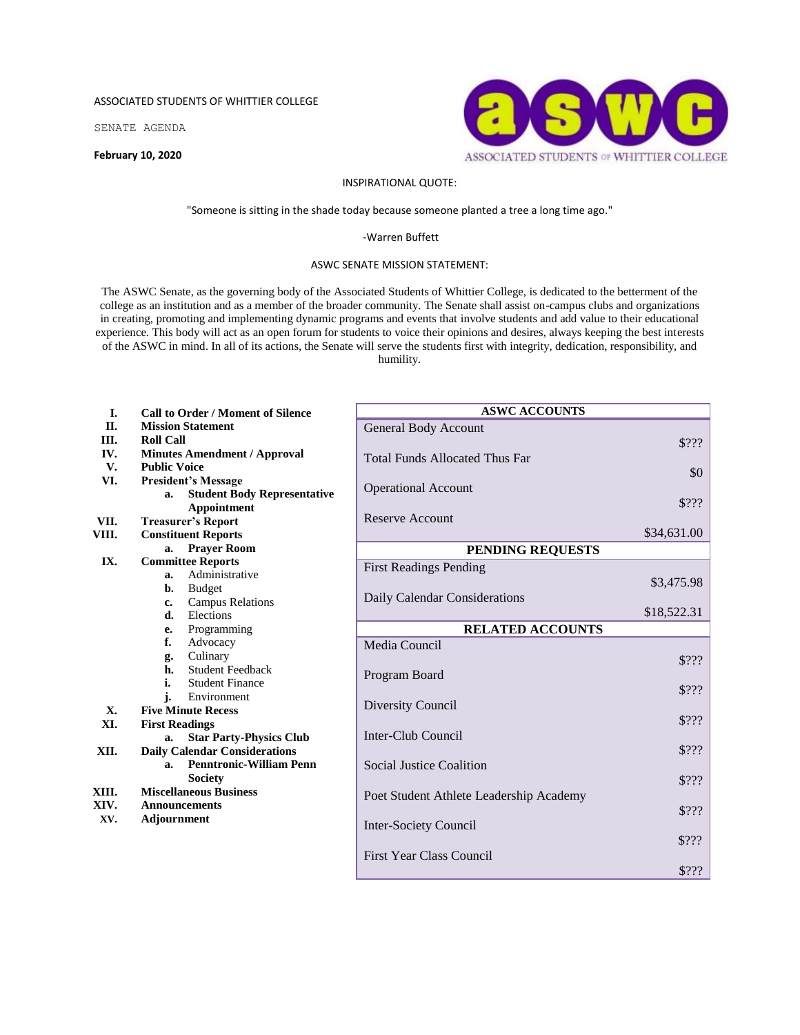ASSOCIATED STUDENTS OF WHITTIER COLLEGE

SENATE AGENDA

**February 10, 2020**

INSPIRATIONAL QUOTE:

"Someone is sitting in the shade today because someone planted a tree a long time ago."

-Warren Buffett

ASWC SENATE MISSION STATEMENT:

The ASWC Senate, as the governing body of the Associated Students of Whittier College, is dedicated to the betterment of the college as an institution and as a member of the broader community. The Senate shall assist on-campus clubs and organizations in creating, promoting and implementing dynamic programs and events that involve students and add value to their educational experience. This body will act as an open forum for students to voice their opinions and desires, always keeping the best interests of the ASWC in mind. In all of its actions, the Senate will serve the students first with integrity, dedication, responsibility, and humility.

- **I. Call to Order / Moment of Silence**
- **II. Mission Statement**
- **III. Roll Call**
- **IV. Minutes Amendment / Approval**
- **V. Public Voice**
- **VI. President's Message**
  - **a. Student Body Representative Appointment**
- **VII. Treasurer's Report**
- **VIII. Constituent Reports**
  - **a. Prayer Room**
- **IX. Committee Reports**
  - **a.** Administrative
  - **b.** Budget
  - **c.** Campus Relations
  - **d.** Elections
  - **e.** Programming
  - **f.** Advocacy
  - **g.** Culinary
  - **h.** Student Feedback
  - **i.** Student Finance
  - **j.** Environment
- **X. Five Minute Recess**
- **XI. First Readings**
  - **a. Star Party-Physics Club**
- **XII. Daily Calendar Considerations**
  - **a. Penntronic-William Penn Society**
- **XIII. Miscellaneous Business**
- **XIV. Announcements**
- **XV. Adjournment**

| **ASWC ACCOUNTS** | |
|---|---|
| General Body Account | $??? |
| Total Funds Allocated Thus Far | $0 |
| Operational Account | $??? |
| Reserve Account | $34,631.00 |
| **PENDING REQUESTS** | |
| First Readings Pending | $3,475.98 |
| Daily Calendar Considerations | $18,522.31 |
| **RELATED ACCOUNTS** | |
| Media Council | $??? |
| Program Board | $??? |
| Diversity Council | $??? |
| Inter-Club Council | $??? |
| Social Justice Coalition | $??? |
| Poet Student Athlete Leadership Academy | $??? |
| Inter-Society Council | $??? |
| First Year Class Council | $??? |